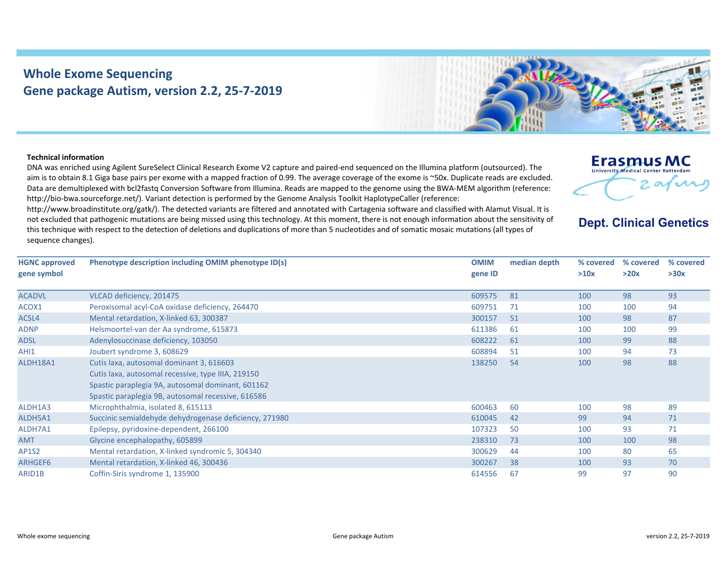# Whole Exome Sequencing
## Gene package Autism, version 2.2, 25-7-2019

Erasmus MC
University Medical Center Rotterdam

**Dept. Clinical Genetics**

**Technical information**

DNA was enriched using Agilent SureSelect Clinical Research Exome V2 capture and paired-end sequenced on the Illumina platform (outsourced). The aim is to obtain 8.1 Giga base pairs per exome with a mapped fraction of 0.99. The average coverage of the exome is ~50x. Duplicate reads are excluded. Data are demultiplexed with bcl2fastq Conversion Software from Illumina. Reads are mapped to the genome using the BWA-MEM algorithm (reference: http://bio-bwa.sourceforge.net/). Variant detection is performed by the Genome Analysis Toolkit HaplotypeCaller (reference: http://www.broadinstitute.org/gatk/). The detected variants are filtered and annotated with Cartagenia software and classified with Alamut Visual. It is not excluded that pathogenic mutations are being missed using this technology. At this moment, there is not enough information about the sensitivity of this technique with respect to the detection of deletions and duplications of more than 5 nucleotides and of somatic mosaic mutations (all types of sequence changes).

| HGNC approved gene symbol | Phenotype description including OMIM phenotype ID(s) | OMIM gene ID | median depth | % covered >10x | % covered >20x | % covered >30x |
|---|---|---|---|---|---|---|
| ACADVL | VLCAD deficiency, 201475 | 609575 | 81 | 100 | 98 | 93 |
| ACOX1 | Peroxisomal acyl-CoA oxidase deficiency, 264470 | 609751 | 71 | 100 | 100 | 94 |
| ACSL4 | Mental retardation, X-linked 63, 300387 | 300157 | 51 | 100 | 98 | 87 |
| ADNP | Helsmoortel-van der Aa syndrome, 615873 | 611386 | 61 | 100 | 100 | 99 |
| ADSL | Adenylosuccinase deficiency, 103050 | 608222 | 61 | 100 | 99 | 88 |
| AHI1 | Joubert syndrome 3, 608629 | 608894 | 51 | 100 | 94 | 73 |
| ALDH18A1 | Cutis laxa, autosomal dominant 3, 616603<br>Cutis laxa, autosomal recessive, type IIIA, 219150<br>Spastic paraplegia 9A, autosomal dominant, 601162<br>Spastic paraplegia 9B, autosomal recessive, 616586 | 138250 | 54 | 100 | 98 | 88 |
| ALDH1A3 | Microphthalmia, isolated 8, 615113 | 600463 | 60 | 100 | 98 | 89 |
| ALDH5A1 | Succinic semialdehyde dehydrogenase deficiency, 271980 | 610045 | 42 | 99 | 94 | 71 |
| ALDH7A1 | Epilepsy, pyridoxine-dependent, 266100 | 107323 | 50 | 100 | 93 | 71 |
| AMT | Glycine encephalopathy, 605899 | 238310 | 73 | 100 | 100 | 98 |
| AP1S2 | Mental retardation, X-linked syndromic 5, 304340 | 300629 | 44 | 100 | 80 | 65 |
| ARHGEF6 | Mental retardation, X-linked 46, 300436 | 300267 | 38 | 100 | 93 | 70 |
| ARID1B | Coffin-Siris syndrome 1, 135900 | 614556 | 67 | 99 | 97 | 90 |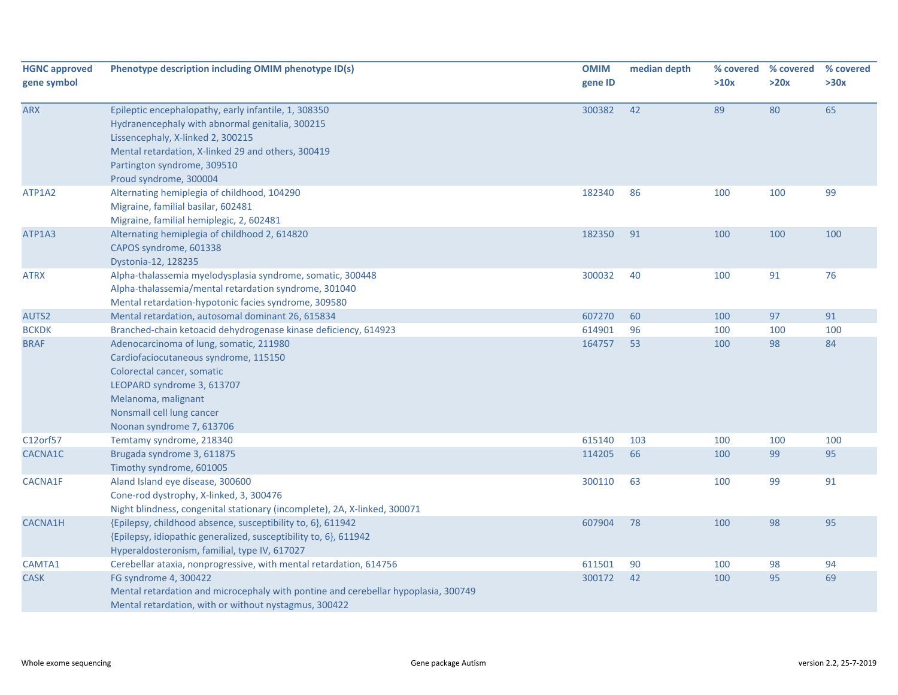| HGNC approved gene symbol | Phenotype description including OMIM phenotype ID(s) | OMIM gene ID | median depth | % covered >10x | % covered >20x | % covered >30x |
|---|---|---|---|---|---|---|
| ARX | Epileptic encephalopathy, early infantile, 1, 308350<br>Hydranencephaly with abnormal genitalia, 300215<br>Lissencephaly, X-linked 2, 300215<br>Mental retardation, X-linked 29 and others, 300419<br>Partington syndrome, 309510<br>Proud syndrome, 300004 | 300382 | 42 | 89 | 80 | 65 |
| ATP1A2 | Alternating hemiplegia of childhood, 104290<br>Migraine, familial basilar, 602481<br>Migraine, familial hemiplegic, 2, 602481 | 182340 | 86 | 100 | 100 | 99 |
| ATP1A3 | Alternating hemiplegia of childhood 2, 614820<br>CAPOS syndrome, 601338<br>Dystonia-12, 128235 | 182350 | 91 | 100 | 100 | 100 |
| ATRX | Alpha-thalassemia myelodysplasia syndrome, somatic, 300448<br>Alpha-thalassemia/mental retardation syndrome, 301040<br>Mental retardation-hypotonic facies syndrome, 309580 | 300032 | 40 | 100 | 91 | 76 |
| AUTS2 | Mental retardation, autosomal dominant 26, 615834 | 607270 | 60 | 100 | 97 | 91 |
| BCKDK | Branched-chain ketoacid dehydrogenase kinase deficiency, 614923 | 614901 | 96 | 100 | 100 | 100 |
| BRAF | Adenocarcinoma of lung, somatic, 211980<br>Cardiofaciocutaneous syndrome, 115150<br>Colorectal cancer, somatic<br>LEOPARD syndrome 3, 613707<br>Melanoma, malignant<br>Nonsmall cell lung cancer<br>Noonan syndrome 7, 613706 | 164757 | 53 | 100 | 98 | 84 |
| C12orf57 | Temtamy syndrome, 218340 | 615140 | 103 | 100 | 100 | 100 |
| CACNA1C | Brugada syndrome 3, 611875<br>Timothy syndrome, 601005 | 114205 | 66 | 100 | 99 | 95 |
| CACNA1F | Aland Island eye disease, 300600<br>Cone-rod dystrophy, X-linked, 3, 300476<br>Night blindness, congenital stationary (incomplete), 2A, X-linked, 300071 | 300110 | 63 | 100 | 99 | 91 |
| CACNA1H | {Epilepsy, childhood absence, susceptibility to, 6}, 611942<br>{Epilepsy, idiopathic generalized, susceptibility to, 6}, 611942<br>Hyperaldosteronism, familial, type IV, 617027 | 607904 | 78 | 100 | 98 | 95 |
| CAMTA1 | Cerebellar ataxia, nonprogressive, with mental retardation, 614756 | 611501 | 90 | 100 | 98 | 94 |
| CASK | FG syndrome 4, 300422<br>Mental retardation and microcephaly with pontine and cerebellar hypoplasia, 300749<br>Mental retardation, with or without nystagmus, 300422 | 300172 | 42 | 100 | 95 | 69 |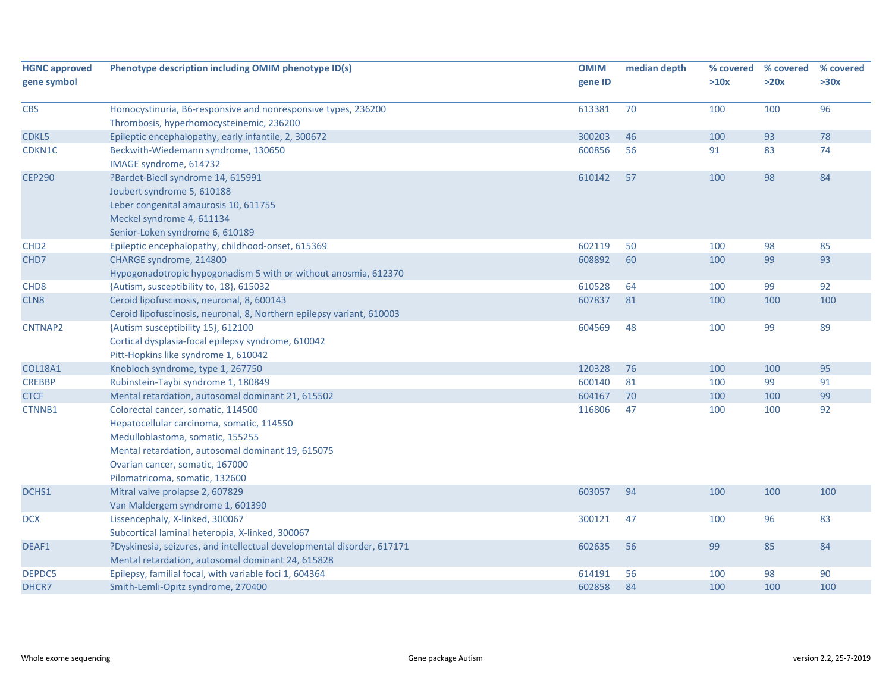| HGNC approved gene symbol | Phenotype description including OMIM phenotype ID(s) | OMIM gene ID | median depth | % covered >10x | % covered >20x | % covered >30x |
|---|---|---|---|---|---|---|
| CBS | Homocystinuria, B6-responsive and nonresponsive types, 236200<br>Thrombosis, hyperhomocysteinemic, 236200 | 613381 | 70 | 100 | 100 | 96 |
| CDKL5 | Epileptic encephalopathy, early infantile, 2, 300672 | 300203 | 46 | 100 | 93 | 78 |
| CDKN1C | Beckwith-Wiedemann syndrome, 130650<br>IMAGE syndrome, 614732 | 600856 | 56 | 91 | 83 | 74 |
| CEP290 | ?Bardet-Biedl syndrome 14, 615991<br>Joubert syndrome 5, 610188<br>Leber congenital amaurosis 10, 611755<br>Meckel syndrome 4, 611134<br>Senior-Loken syndrome 6, 610189 | 610142 | 57 | 100 | 98 | 84 |
| CHD2 | Epileptic encephalopathy, childhood-onset, 615369 | 602119 | 50 | 100 | 98 | 85 |
| CHD7 | CHARGE syndrome, 214800<br>Hypogonadotropic hypogonadism 5 with or without anosmia, 612370 | 608892 | 60 | 100 | 99 | 93 |
| CHD8 | {Autism, susceptibility to, 18}, 615032 | 610528 | 64 | 100 | 99 | 92 |
| CLN8 | Ceroid lipofuscinosis, neuronal, 8, 600143<br>Ceroid lipofuscinosis, neuronal, 8, Northern epilepsy variant, 610003 | 607837 | 81 | 100 | 100 | 100 |
| CNTNAP2 | {Autism susceptibility 15}, 612100<br>Cortical dysplasia-focal epilepsy syndrome, 610042<br>Pitt-Hopkins like syndrome 1, 610042 | 604569 | 48 | 100 | 99 | 89 |
| COL18A1 | Knobloch syndrome, type 1, 267750 | 120328 | 76 | 100 | 100 | 95 |
| CREBBP | Rubinstein-Taybi syndrome 1, 180849 | 600140 | 81 | 100 | 99 | 91 |
| CTCF | Mental retardation, autosomal dominant 21, 615502 | 604167 | 70 | 100 | 100 | 99 |
| CTNNB1 | Colorectal cancer, somatic, 114500<br>Hepatocellular carcinoma, somatic, 114550<br>Medulloblastoma, somatic, 155255<br>Mental retardation, autosomal dominant 19, 615075<br>Ovarian cancer, somatic, 167000<br>Pilomatricoma, somatic, 132600 | 116806 | 47 | 100 | 100 | 92 |
| DCHS1 | Mitral valve prolapse 2, 607829<br>Van Maldergem syndrome 1, 601390 | 603057 | 94 | 100 | 100 | 100 |
| DCX | Lissencephaly, X-linked, 300067<br>Subcortical laminal heteropia, X-linked, 300067 | 300121 | 47 | 100 | 96 | 83 |
| DEAF1 | ?Dyskinesia, seizures, and intellectual developmental disorder, 617171<br>Mental retardation, autosomal dominant 24, 615828 | 602635 | 56 | 99 | 85 | 84 |
| DEPDC5 | Epilepsy, familial focal, with variable foci 1, 604364 | 614191 | 56 | 100 | 98 | 90 |
| DHCR7 | Smith-Lemli-Opitz syndrome, 270400 | 602858 | 84 | 100 | 100 | 100 |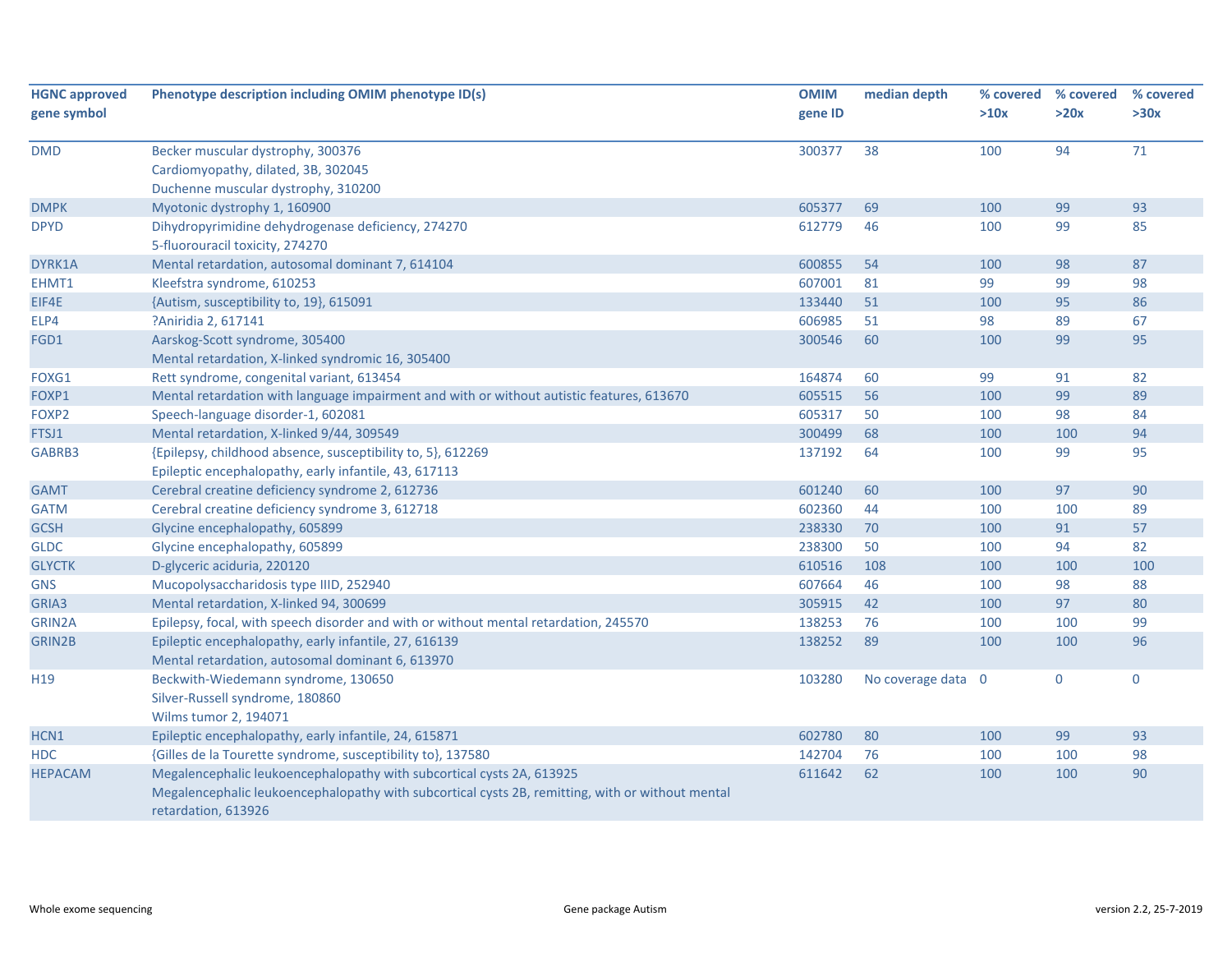| HGNC approved gene symbol | Phenotype description including OMIM phenotype ID(s) | OMIM gene ID | median depth | % covered >10x | % covered >20x | % covered >30x |
|---|---|---|---|---|---|---|
| DMD | Becker muscular dystrophy, 300376<br>Cardiomyopathy, dilated, 3B, 302045<br>Duchenne muscular dystrophy, 310200 | 300377 | 38 | 100 | 94 | 71 |
| DMPK | Myotonic dystrophy 1, 160900 | 605377 | 69 | 100 | 99 | 93 |
| DPYD | Dihydropyrimidine dehydrogenase deficiency, 274270<br>5-fluorouracil toxicity, 274270 | 612779 | 46 | 100 | 99 | 85 |
| DYRK1A | Mental retardation, autosomal dominant 7, 614104 | 600855 | 54 | 100 | 98 | 87 |
| EHMT1 | Kleefstra syndrome, 610253 | 607001 | 81 | 99 | 99 | 98 |
| EIF4E | {Autism, susceptibility to, 19}, 615091 | 133440 | 51 | 100 | 95 | 86 |
| ELP4 | ?Aniridia 2, 617141 | 606985 | 51 | 98 | 89 | 67 |
| FGD1 | Aarskog-Scott syndrome, 305400<br>Mental retardation, X-linked syndromic 16, 305400 | 300546 | 60 | 100 | 99 | 95 |
| FOXG1 | Rett syndrome, congenital variant, 613454 | 164874 | 60 | 99 | 91 | 82 |
| FOXP1 | Mental retardation with language impairment and with or without autistic features, 613670 | 605515 | 56 | 100 | 99 | 89 |
| FOXP2 | Speech-language disorder-1, 602081 | 605317 | 50 | 100 | 98 | 84 |
| FTSJ1 | Mental retardation, X-linked 9/44, 309549 | 300499 | 68 | 100 | 100 | 94 |
| GABRB3 | {Epilepsy, childhood absence, susceptibility to, 5}, 612269<br>Epileptic encephalopathy, early infantile, 43, 617113 | 137192 | 64 | 100 | 99 | 95 |
| GAMT | Cerebral creatine deficiency syndrome 2, 612736 | 601240 | 60 | 100 | 97 | 90 |
| GATM | Cerebral creatine deficiency syndrome 3, 612718 | 602360 | 44 | 100 | 100 | 89 |
| GCSH | Glycine encephalopathy, 605899 | 238330 | 70 | 100 | 91 | 57 |
| GLDC | Glycine encephalopathy, 605899 | 238300 | 50 | 100 | 94 | 82 |
| GLYCTK | D-glyceric aciduria, 220120 | 610516 | 108 | 100 | 100 | 100 |
| GNS | Mucopolysaccharidosis type IIID, 252940 | 607664 | 46 | 100 | 98 | 88 |
| GRIA3 | Mental retardation, X-linked 94, 300699 | 305915 | 42 | 100 | 97 | 80 |
| GRIN2A | Epilepsy, focal, with speech disorder and with or without mental retardation, 245570 | 138253 | 76 | 100 | 100 | 99 |
| GRIN2B | Epileptic encephalopathy, early infantile, 27, 616139<br>Mental retardation, autosomal dominant 6, 613970 | 138252 | 89 | 100 | 100 | 96 |
| H19 | Beckwith-Wiedemann syndrome, 130650<br>Silver-Russell syndrome, 180860<br>Wilms tumor 2, 194071 | 103280 | No coverage data | 0 | 0 | 0 |
| HCN1 | Epileptic encephalopathy, early infantile, 24, 615871 | 602780 | 80 | 100 | 99 | 93 |
| HDC | {Gilles de la Tourette syndrome, susceptibility to}, 137580 | 142704 | 76 | 100 | 100 | 98 |
| HEPACAM | Megalencephalic leukoencephalopathy with subcortical cysts 2A, 613925<br>Megalencephalic leukoencephalopathy with subcortical cysts 2B, remitting, with or without mental retardation, 613926 | 611642 | 62 | 100 | 100 | 90 |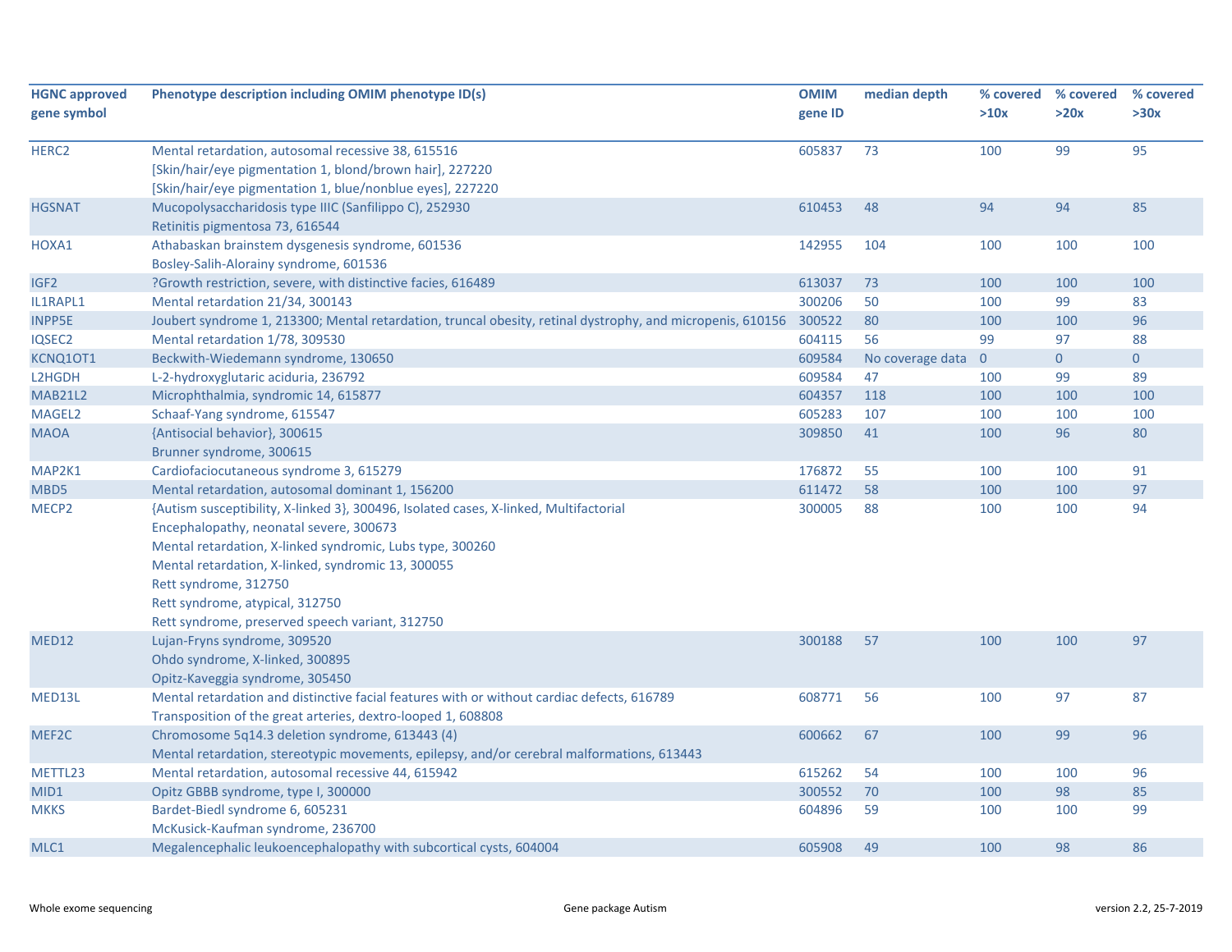| HGNC approved gene symbol | Phenotype description including OMIM phenotype ID(s) | OMIM gene ID | median depth | % covered >10x | % covered >20x | % covered >30x |
|---|---|---|---|---|---|---|
| HERC2 | Mental retardation, autosomal recessive 38, 615516<br>[Skin/hair/eye pigmentation 1, blond/brown hair], 227220<br>[Skin/hair/eye pigmentation 1, blue/nonblue eyes], 227220 | 605837 | 73 | 100 | 99 | 95 |
| HGSNAT | Mucopolysaccharidosis type IIIC (Sanfilippo C), 252930<br>Retinitis pigmentosa 73, 616544 | 610453 | 48 | 94 | 94 | 85 |
| HOXA1 | Athabaskan brainstem dysgenesis syndrome, 601536<br>Bosley-Salih-Alorainy syndrome, 601536 | 142955 | 104 | 100 | 100 | 100 |
| IGF2 | ?Growth restriction, severe, with distinctive facies, 616489 | 613037 | 73 | 100 | 100 | 100 |
| IL1RAPL1 | Mental retardation 21/34, 300143 | 300206 | 50 | 100 | 99 | 83 |
| INPP5E | Joubert syndrome 1, 213300; Mental retardation, truncal obesity, retinal dystrophy, and micropenis, 610156 | 300522 | 80 | 100 | 100 | 96 |
| IQSEC2 | Mental retardation 1/78, 309530 | 604115 | 56 | 99 | 97 | 88 |
| KCNQ1OT1 | Beckwith-Wiedemann syndrome, 130650 | 609584 | No coverage data | 0 | 0 | 0 |
| L2HGDH | L-2-hydroxyglutaric aciduria, 236792 | 609584 | 47 | 100 | 99 | 89 |
| MAB21L2 | Microphthalmia, syndromic 14, 615877 | 604357 | 118 | 100 | 100 | 100 |
| MAGEL2 | Schaaf-Yang syndrome, 615547 | 605283 | 107 | 100 | 100 | 100 |
| MAOA | {Antisocial behavior}, 300615<br>Brunner syndrome, 300615 | 309850 | 41 | 100 | 96 | 80 |
| MAP2K1 | Cardiofaciocutaneous syndrome 3, 615279 | 176872 | 55 | 100 | 100 | 91 |
| MBD5 | Mental retardation, autosomal dominant 1, 156200 | 611472 | 58 | 100 | 100 | 97 |
| MECP2 | {Autism susceptibility, X-linked 3}, 300496, Isolated cases, X-linked, Multifactorial<br>Encephalopathy, neonatal severe, 300673<br>Mental retardation, X-linked syndromic, Lubs type, 300260<br>Mental retardation, X-linked, syndromic 13, 300055<br>Rett syndrome, 312750<br>Rett syndrome, atypical, 312750<br>Rett syndrome, preserved speech variant, 312750 | 300005 | 88 | 100 | 100 | 94 |
| MED12 | Lujan-Fryns syndrome, 309520<br>Ohdo syndrome, X-linked, 300895<br>Opitz-Kaveggia syndrome, 305450 | 300188 | 57 | 100 | 100 | 97 |
| MED13L | Mental retardation and distinctive facial features with or without cardiac defects, 616789<br>Transposition of the great arteries, dextro-looped 1, 608808 | 608771 | 56 | 100 | 97 | 87 |
| MEF2C | Chromosome 5q14.3 deletion syndrome, 613443 (4)<br>Mental retardation, stereotypic movements, epilepsy, and/or cerebral malformations, 613443 | 600662 | 67 | 100 | 99 | 96 |
| METTL23 | Mental retardation, autosomal recessive 44, 615942 | 615262 | 54 | 100 | 100 | 96 |
| MID1 | Opitz GBBB syndrome, type I, 300000 | 300552 | 70 | 100 | 98 | 85 |
| MKKS | Bardet-Biedl syndrome 6, 605231<br>McKusick-Kaufman syndrome, 236700 | 604896 | 59 | 100 | 100 | 99 |
| MLC1 | Megalencephalic leukoencephalopathy with subcortical cysts, 604004 | 605908 | 49 | 100 | 98 | 86 |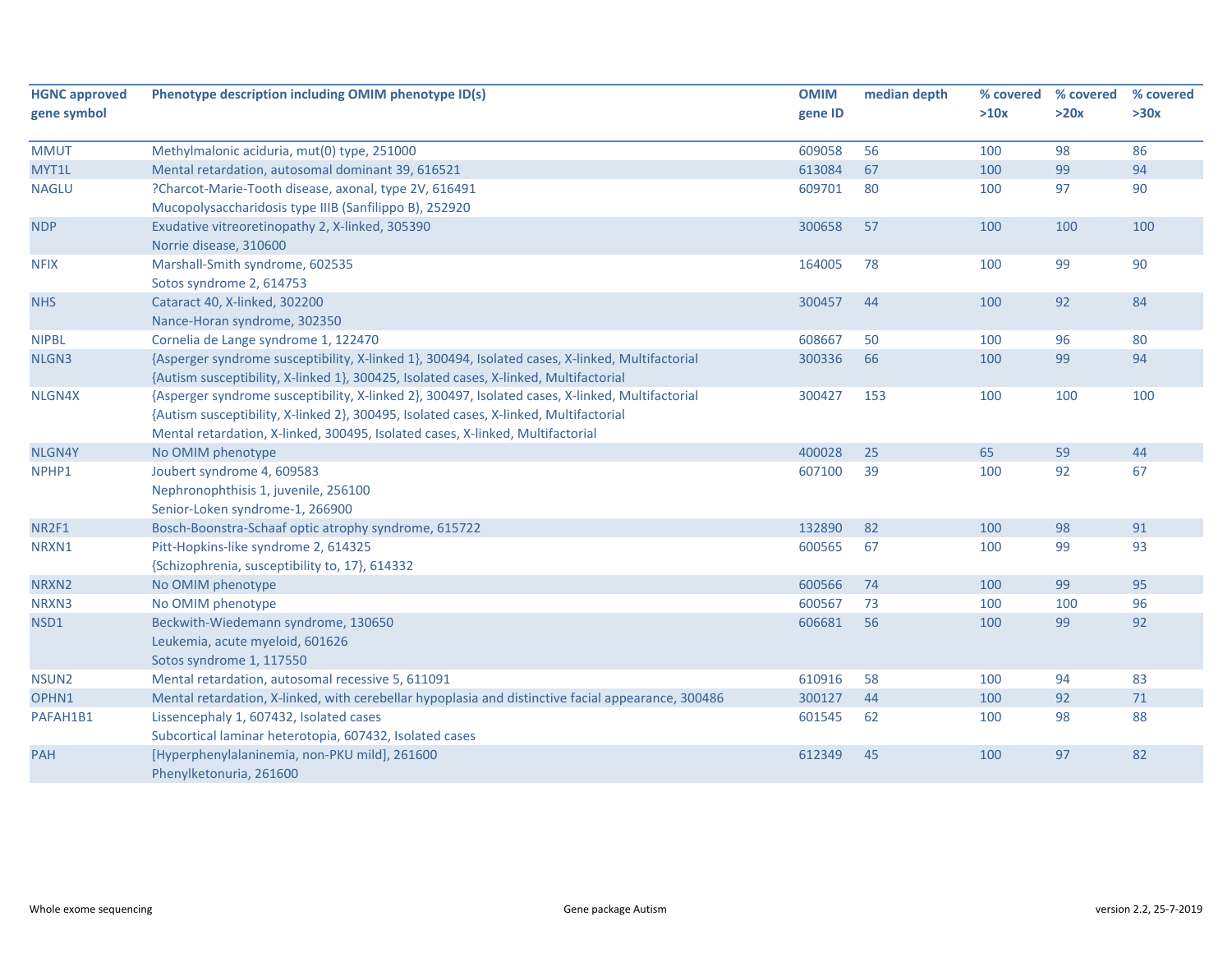| HGNC approved gene symbol | Phenotype description including OMIM phenotype ID(s) | OMIM gene ID | median depth | % covered >10x | % covered >20x | % covered >30x |
|---|---|---|---|---|---|---|
| MMUT | Methylmalonic aciduria, mut(0) type, 251000 | 609058 | 56 | 100 | 98 | 86 |
| MYT1L | Mental retardation, autosomal dominant 39, 616521 | 613084 | 67 | 100 | 99 | 94 |
| NAGLU | ?Charcot-Marie-Tooth disease, axonal, type 2V, 616491<br>Mucopolysaccharidosis type IIIB (Sanfilippo B), 252920 | 609701 | 80 | 100 | 97 | 90 |
| NDP | Exudative vitreoretinopathy 2, X-linked, 305390<br>Norrie disease, 310600 | 300658 | 57 | 100 | 100 | 100 |
| NFIX | Marshall-Smith syndrome, 602535<br>Sotos syndrome 2, 614753 | 164005 | 78 | 100 | 99 | 90 |
| NHS | Cataract 40, X-linked, 302200<br>Nance-Horan syndrome, 302350 | 300457 | 44 | 100 | 92 | 84 |
| NIPBL | Cornelia de Lange syndrome 1, 122470 | 608667 | 50 | 100 | 96 | 80 |
| NLGN3 | {Asperger syndrome susceptibility, X-linked 1}, 300494, Isolated cases, X-linked, Multifactorial<br>{Autism susceptibility, X-linked 1}, 300425, Isolated cases, X-linked, Multifactorial | 300336 | 66 | 100 | 99 | 94 |
| NLGN4X | {Asperger syndrome susceptibility, X-linked 2}, 300497, Isolated cases, X-linked, Multifactorial<br>{Autism susceptibility, X-linked 2}, 300495, Isolated cases, X-linked, Multifactorial<br>Mental retardation, X-linked, 300495, Isolated cases, X-linked, Multifactorial | 300427 | 153 | 100 | 100 | 100 |
| NLGN4Y | No OMIM phenotype | 400028 | 25 | 65 | 59 | 44 |
| NPHP1 | Joubert syndrome 4, 609583<br>Nephronophthisis 1, juvenile, 256100<br>Senior-Loken syndrome-1, 266900 | 607100 | 39 | 100 | 92 | 67 |
| NR2F1 | Bosch-Boonstra-Schaaf optic atrophy syndrome, 615722 | 132890 | 82 | 100 | 98 | 91 |
| NRXN1 | Pitt-Hopkins-like syndrome 2, 614325<br>{Schizophrenia, susceptibility to, 17}, 614332 | 600565 | 67 | 100 | 99 | 93 |
| NRXN2 | No OMIM phenotype | 600566 | 74 | 100 | 99 | 95 |
| NRXN3 | No OMIM phenotype | 600567 | 73 | 100 | 100 | 96 |
| NSD1 | Beckwith-Wiedemann syndrome, 130650<br>Leukemia, acute myeloid, 601626<br>Sotos syndrome 1, 117550 | 606681 | 56 | 100 | 99 | 92 |
| NSUN2 | Mental retardation, autosomal recessive 5, 611091 | 610916 | 58 | 100 | 94 | 83 |
| OPHN1 | Mental retardation, X-linked, with cerebellar hypoplasia and distinctive facial appearance, 300486 | 300127 | 44 | 100 | 92 | 71 |
| PAFAH1B1 | Lissencephaly 1, 607432, Isolated cases<br>Subcortical laminar heterotopia, 607432, Isolated cases | 601545 | 62 | 100 | 98 | 88 |
| PAH | [Hyperphenylalaninemia, non-PKU mild], 261600<br>Phenylketonuria, 261600 | 612349 | 45 | 100 | 97 | 82 |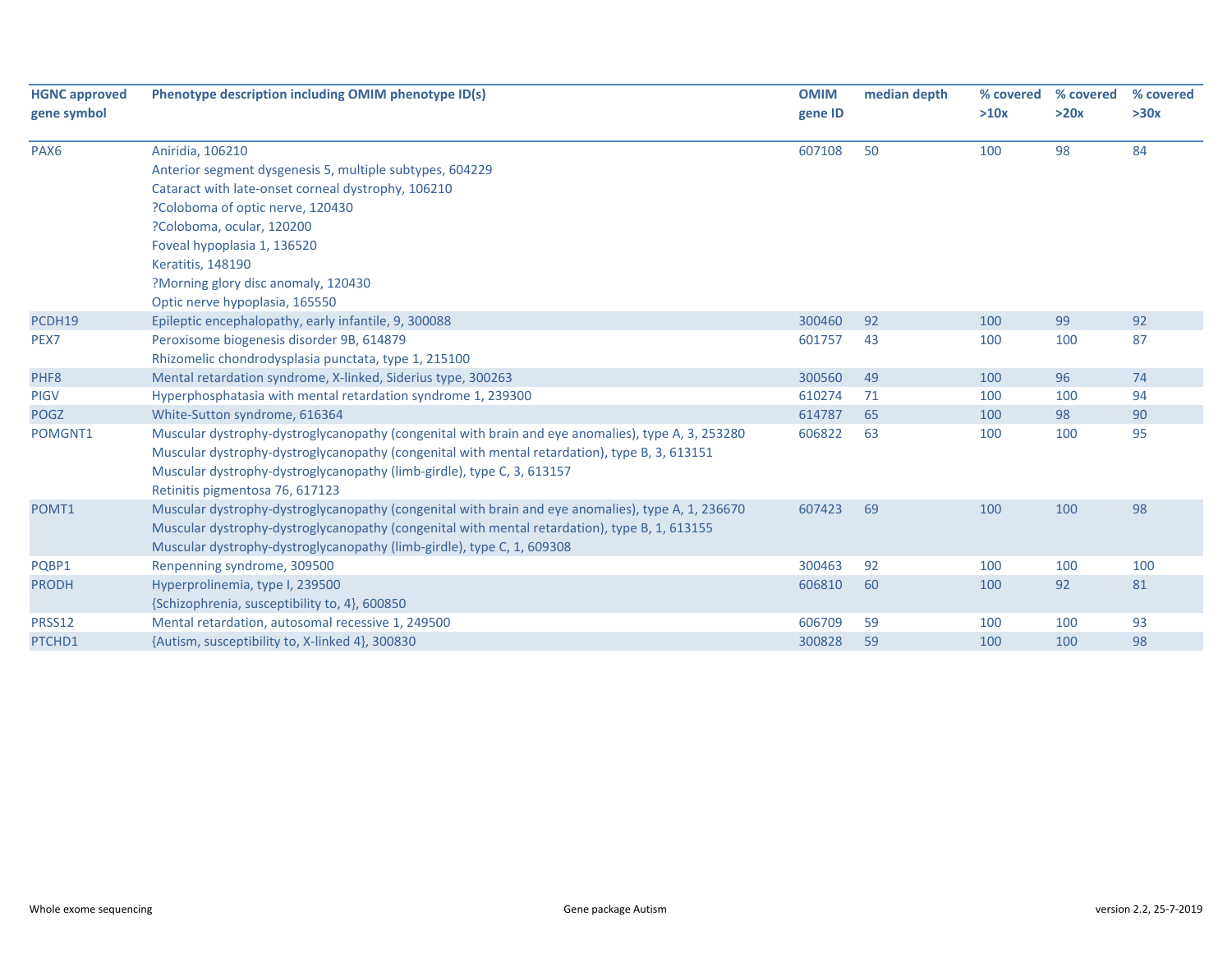| HGNC approved gene symbol | Phenotype description including OMIM phenotype ID(s) | OMIM gene ID | median depth | % covered >10x | % covered >20x | % covered >30x |
|---|---|---|---|---|---|---|
| PAX6 | Aniridia, 106210<br>Anterior segment dysgenesis 5, multiple subtypes, 604229<br>Cataract with late-onset corneal dystrophy, 106210<br>?Coloboma of optic nerve, 120430<br>?Coloboma, ocular, 120200<br>Foveal hypoplasia 1, 136520<br>Keratitis, 148190<br>?Morning glory disc anomaly, 120430<br>Optic nerve hypoplasia, 165550 | 607108 | 50 | 100 | 98 | 84 |
| PCDH19 | Epileptic encephalopathy, early infantile, 9, 300088 | 300460 | 92 | 100 | 99 | 92 |
| PEX7 | Peroxisome biogenesis disorder 9B, 614879<br>Rhizomelic chondrodysplasia punctata, type 1, 215100 | 601757 | 43 | 100 | 100 | 87 |
| PHF8 | Mental retardation syndrome, X-linked, Siderius type, 300263 | 300560 | 49 | 100 | 96 | 74 |
| PIGV | Hyperphosphatasia with mental retardation syndrome 1, 239300 | 610274 | 71 | 100 | 100 | 94 |
| POGZ | White-Sutton syndrome, 616364 | 614787 | 65 | 100 | 98 | 90 |
| POMGNT1 | Muscular dystrophy-dystroglycanopathy (congenital with brain and eye anomalies), type A, 3, 253280<br>Muscular dystrophy-dystroglycanopathy (congenital with mental retardation), type B, 3, 613151<br>Muscular dystrophy-dystroglycanopathy (limb-girdle), type C, 3, 613157<br>Retinitis pigmentosa 76, 617123 | 606822 | 63 | 100 | 100 | 95 |
| POMT1 | Muscular dystrophy-dystroglycanopathy (congenital with brain and eye anomalies), type A, 1, 236670<br>Muscular dystrophy-dystroglycanopathy (congenital with mental retardation), type B, 1, 613155<br>Muscular dystrophy-dystroglycanopathy (limb-girdle), type C, 1, 609308 | 607423 | 69 | 100 | 100 | 98 |
| PQBP1 | Renpenning syndrome, 309500 | 300463 | 92 | 100 | 100 | 100 |
| PRODH | Hyperprolinemia, type I, 239500<br>{Schizophrenia, susceptibility to, 4}, 600850 | 606810 | 60 | 100 | 92 | 81 |
| PRSS12 | Mental retardation, autosomal recessive 1, 249500 | 606709 | 59 | 100 | 100 | 93 |
| PTCHD1 | {Autism, susceptibility to, X-linked 4}, 300830 | 300828 | 59 | 100 | 100 | 98 |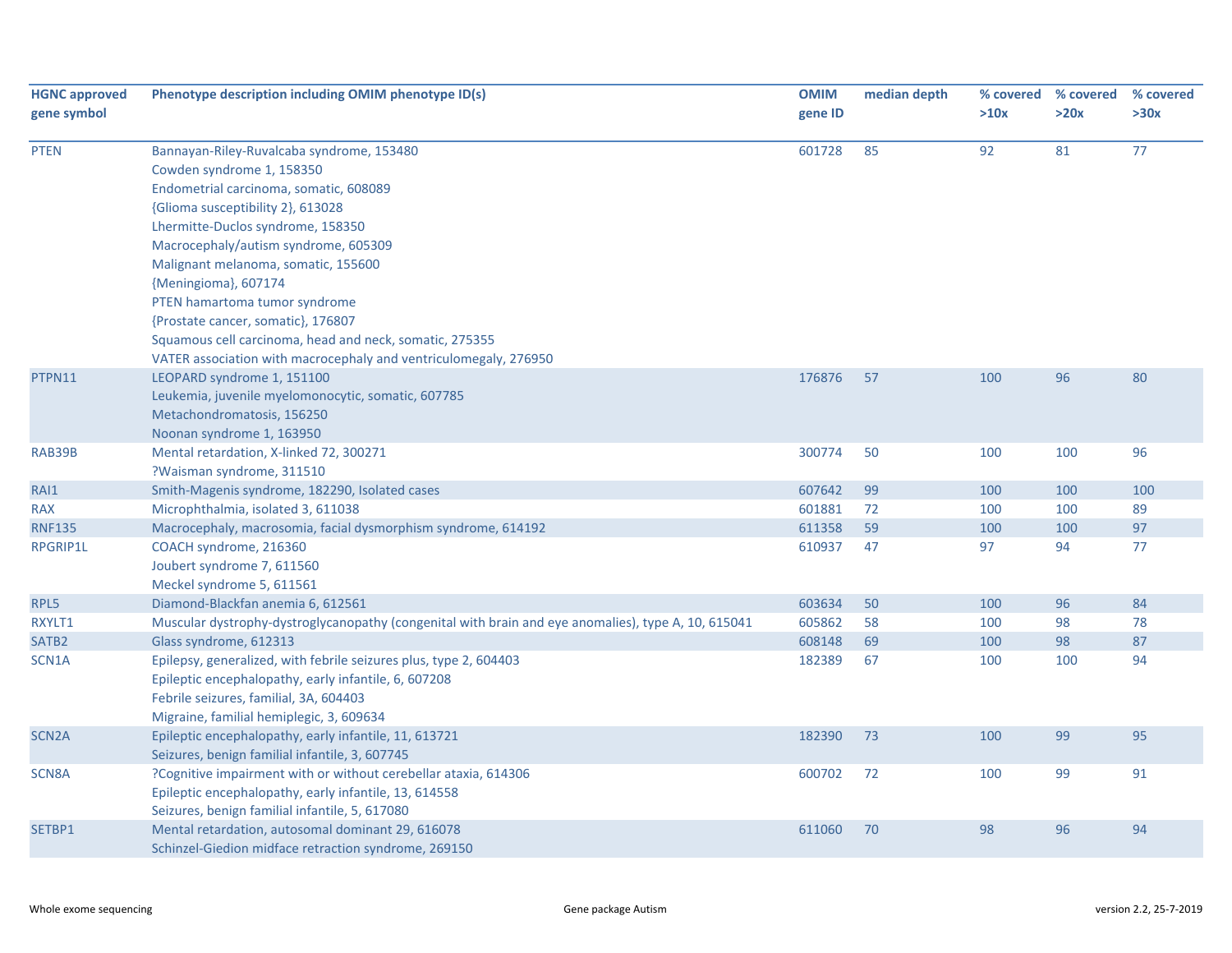| HGNC approved gene symbol | Phenotype description including OMIM phenotype ID(s) | OMIM gene ID | median depth | % covered >10x | % covered >20x | % covered >30x |
|---|---|---|---|---|---|---|
| PTEN | Bannayan-Riley-Ruvalcaba syndrome, 153480<br>Cowden syndrome 1, 158350<br>Endometrial carcinoma, somatic, 608089<br>{Glioma susceptibility 2}, 613028<br>Lhermitte-Duclos syndrome, 158350<br>Macrocephaly/autism syndrome, 605309<br>Malignant melanoma, somatic, 155600<br>{Meningioma}, 607174<br>PTEN hamartoma tumor syndrome<br>{Prostate cancer, somatic}, 176807<br>Squamous cell carcinoma, head and neck, somatic, 275355<br>VATER association with macrocephaly and ventriculomegaly, 276950 | 601728 | 85 | 92 | 81 | 77 |
| PTPN11 | LEOPARD syndrome 1, 151100<br>Leukemia, juvenile myelomonocytic, somatic, 607785<br>Metachondromatosis, 156250<br>Noonan syndrome 1, 163950 | 176876 | 57 | 100 | 96 | 80 |
| RAB39B | Mental retardation, X-linked 72, 300271<br>?Waisman syndrome, 311510 | 300774 | 50 | 100 | 100 | 96 |
| RAI1 | Smith-Magenis syndrome, 182290, Isolated cases | 607642 | 99 | 100 | 100 | 100 |
| RAX | Microphthalmia, isolated 3, 611038 | 601881 | 72 | 100 | 100 | 89 |
| RNF135 | Macrocephaly, macrosomia, facial dysmorphism syndrome, 614192 | 611358 | 59 | 100 | 100 | 97 |
| RPGRIP1L | COACH syndrome, 216360<br>Joubert syndrome 7, 611560<br>Meckel syndrome 5, 611561 | 610937 | 47 | 97 | 94 | 77 |
| RPL5 | Diamond-Blackfan anemia 6, 612561 | 603634 | 50 | 100 | 96 | 84 |
| RXYLT1 | Muscular dystrophy-dystroglycanopathy (congenital with brain and eye anomalies), type A, 10, 615041 | 605862 | 58 | 100 | 98 | 78 |
| SATB2 | Glass syndrome, 612313 | 608148 | 69 | 100 | 98 | 87 |
| SCN1A | Epilepsy, generalized, with febrile seizures plus, type 2, 604403<br>Epileptic encephalopathy, early infantile, 6, 607208<br>Febrile seizures, familial, 3A, 604403<br>Migraine, familial hemiplegic, 3, 609634 | 182389 | 67 | 100 | 100 | 94 |
| SCN2A | Epileptic encephalopathy, early infantile, 11, 613721<br>Seizures, benign familial infantile, 3, 607745 | 182390 | 73 | 100 | 99 | 95 |
| SCN8A | ?Cognitive impairment with or without cerebellar ataxia, 614306<br>Epileptic encephalopathy, early infantile, 13, 614558<br>Seizures, benign familial infantile, 5, 617080 | 600702 | 72 | 100 | 99 | 91 |
| SETBP1 | Mental retardation, autosomal dominant 29, 616078<br>Schinzel-Giedion midface retraction syndrome, 269150 | 611060 | 70 | 98 | 96 | 94 |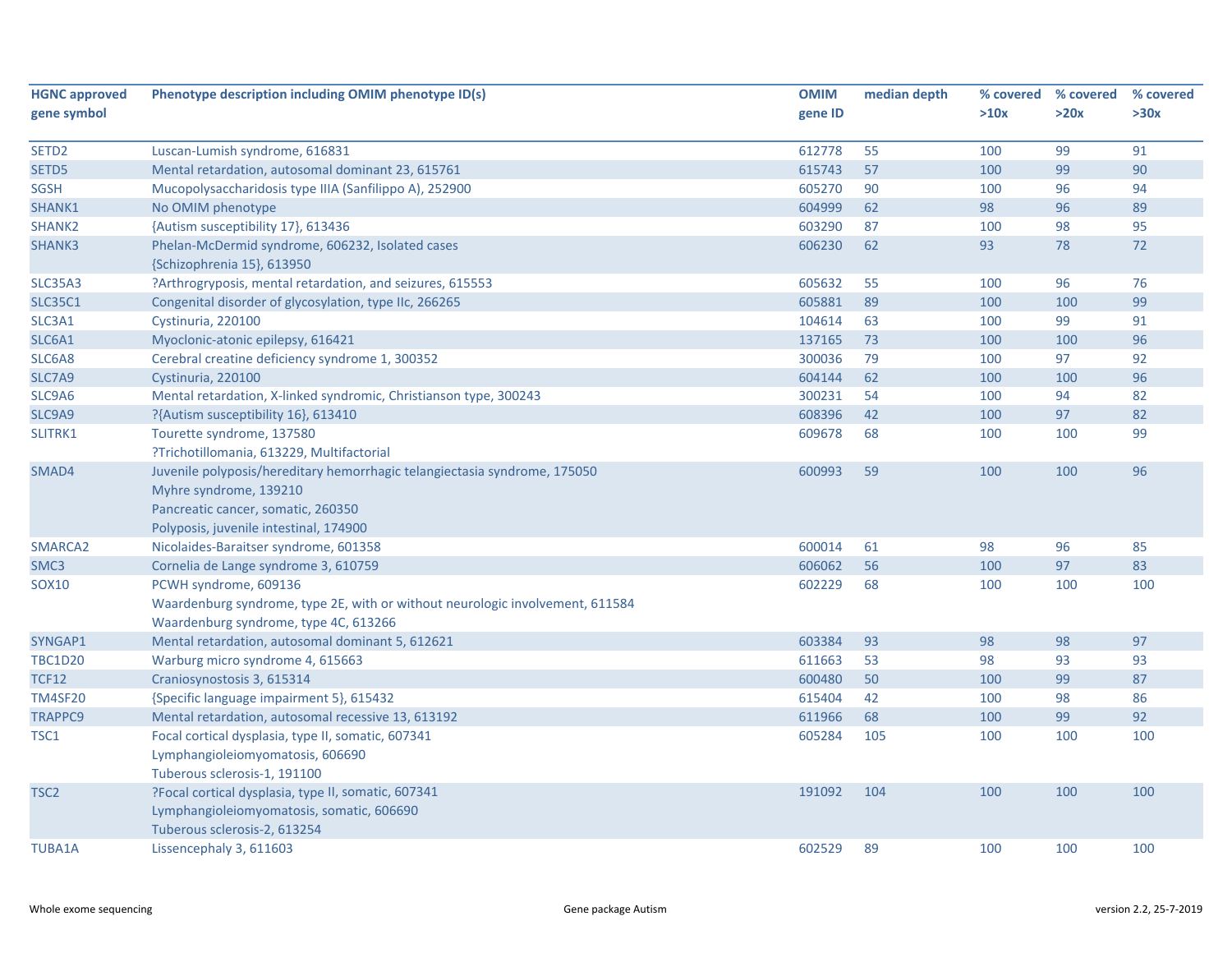| HGNC approved gene symbol | Phenotype description including OMIM phenotype ID(s) | OMIM gene ID | median depth | % covered >10x | % covered >20x | % covered >30x |
|---|---|---|---|---|---|---|
| SETD2 | Luscan-Lumish syndrome, 616831 | 612778 | 55 | 100 | 99 | 91 |
| SETD5 | Mental retardation, autosomal dominant 23, 615761 | 615743 | 57 | 100 | 99 | 90 |
| SGSH | Mucopolysaccharidosis type IIIA (Sanfilippo A), 252900 | 605270 | 90 | 100 | 96 | 94 |
| SHANK1 | No OMIM phenotype | 604999 | 62 | 98 | 96 | 89 |
| SHANK2 | {Autism susceptibility 17}, 613436 | 603290 | 87 | 100 | 98 | 95 |
| SHANK3 | Phelan-McDermid syndrome, 606232, Isolated cases<br>{Schizophrenia 15}, 613950 | 606230 | 62 | 93 | 78 | 72 |
| SLC35A3 | ?Arthrogryposis, mental retardation, and seizures, 615553 | 605632 | 55 | 100 | 96 | 76 |
| SLC35C1 | Congenital disorder of glycosylation, type IIc, 266265 | 605881 | 89 | 100 | 100 | 99 |
| SLC3A1 | Cystinuria, 220100 | 104614 | 63 | 100 | 99 | 91 |
| SLC6A1 | Myoclonic-atonic epilepsy, 616421 | 137165 | 73 | 100 | 100 | 96 |
| SLC6A8 | Cerebral creatine deficiency syndrome 1, 300352 | 300036 | 79 | 100 | 97 | 92 |
| SLC7A9 | Cystinuria, 220100 | 604144 | 62 | 100 | 100 | 96 |
| SLC9A6 | Mental retardation, X-linked syndromic, Christianson type, 300243 | 300231 | 54 | 100 | 94 | 82 |
| SLC9A9 | ?{Autism susceptibility 16}, 613410 | 608396 | 42 | 100 | 97 | 82 |
| SLITRK1 | Tourette syndrome, 137580<br>?Trichotillomania, 613229, Multifactorial | 609678 | 68 | 100 | 100 | 99 |
| SMAD4 | Juvenile polyposis/hereditary hemorrhagic telangiectasia syndrome, 175050<br>Myhre syndrome, 139210<br>Pancreatic cancer, somatic, 260350<br>Polyposis, juvenile intestinal, 174900 | 600993 | 59 | 100 | 100 | 96 |
| SMARCA2 | Nicolaides-Baraitser syndrome, 601358 | 600014 | 61 | 98 | 96 | 85 |
| SMC3 | Cornelia de Lange syndrome 3, 610759 | 606062 | 56 | 100 | 97 | 83 |
| SOX10 | PCWH syndrome, 609136<br>Waardenburg syndrome, type 2E, with or without neurologic involvement, 611584<br>Waardenburg syndrome, type 4C, 613266 | 602229 | 68 | 100 | 100 | 100 |
| SYNGAP1 | Mental retardation, autosomal dominant 5, 612621 | 603384 | 93 | 98 | 98 | 97 |
| TBC1D20 | Warburg micro syndrome 4, 615663 | 611663 | 53 | 98 | 93 | 93 |
| TCF12 | Craniosynostosis 3, 615314 | 600480 | 50 | 100 | 99 | 87 |
| TM4SF20 | {Specific language impairment 5}, 615432 | 615404 | 42 | 100 | 98 | 86 |
| TRAPPC9 | Mental retardation, autosomal recessive 13, 613192 | 611966 | 68 | 100 | 99 | 92 |
| TSC1 | Focal cortical dysplasia, type II, somatic, 607341<br>Lymphangioleiomyomatosis, 606690<br>Tuberous sclerosis-1, 191100 | 605284 | 105 | 100 | 100 | 100 |
| TSC2 | ?Focal cortical dysplasia, type II, somatic, 607341<br>Lymphangioleiomyomatosis, somatic, 606690<br>Tuberous sclerosis-2, 613254 | 191092 | 104 | 100 | 100 | 100 |
| TUBA1A | Lissencephaly 3, 611603 | 602529 | 89 | 100 | 100 | 100 |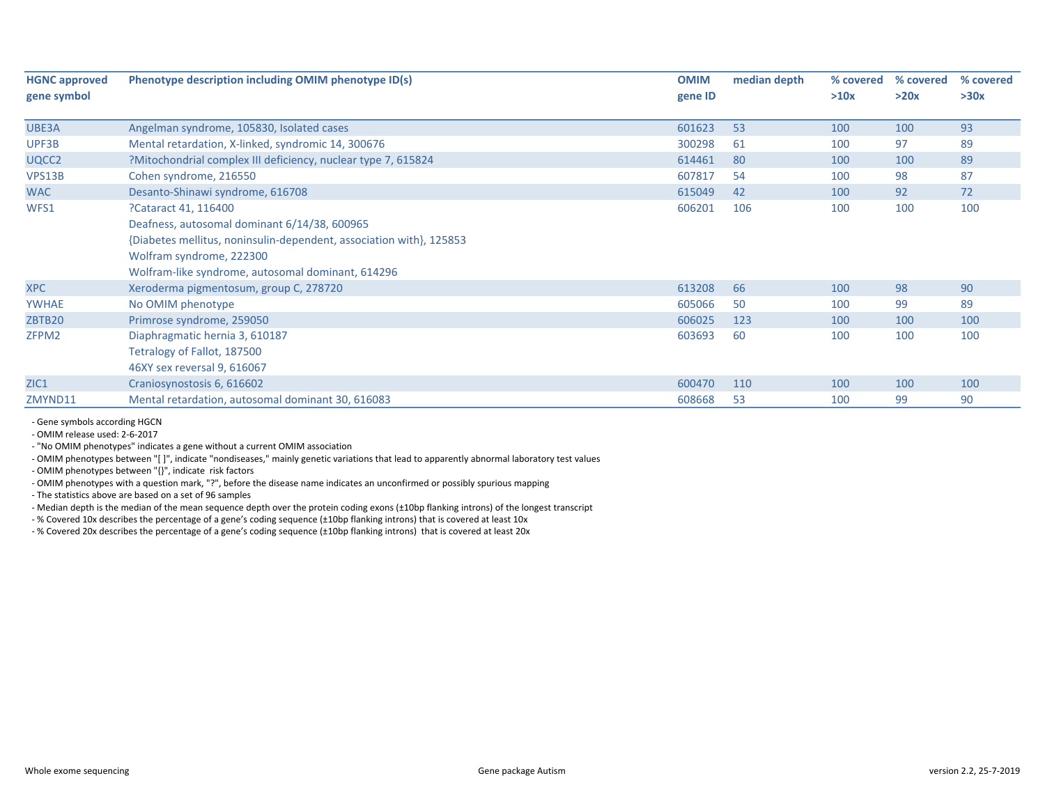| HGNC approved gene symbol | Phenotype description including OMIM phenotype ID(s) | OMIM gene ID | median depth | % covered >10x | % covered >20x | % covered >30x |
|---|---|---|---|---|---|---|
| UBE3A | Angelman syndrome, 105830, Isolated cases | 601623 | 53 | 100 | 100 | 93 |
| UPF3B | Mental retardation, X-linked, syndromic 14, 300676 | 300298 | 61 | 100 | 97 | 89 |
| UQCC2 | ?Mitochondrial complex III deficiency, nuclear type 7, 615824 | 614461 | 80 | 100 | 100 | 89 |
| VPS13B | Cohen syndrome, 216550 | 607817 | 54 | 100 | 98 | 87 |
| WAC | Desanto-Shinawi syndrome, 616708 | 615049 | 42 | 100 | 92 | 72 |
| WFS1 | ?Cataract 41, 116400<br>Deafness, autosomal dominant 6/14/38, 600965<br>{Diabetes mellitus, noninsulin-dependent, association with}, 125853<br>Wolfram syndrome, 222300<br>Wolfram-like syndrome, autosomal dominant, 614296 | 606201 | 106 | 100 | 100 | 100 |
| XPC | Xeroderma pigmentosum, group C, 278720 | 613208 | 66 | 100 | 98 | 90 |
| YWHAE | No OMIM phenotype | 605066 | 50 | 100 | 99 | 89 |
| ZBTB20 | Primrose syndrome, 259050 | 606025 | 123 | 100 | 100 | 100 |
| ZFPM2 | Diaphragmatic hernia 3, 610187<br>Tetralogy of Fallot, 187500<br>46XY sex reversal 9, 616067 | 603693 | 60 | 100 | 100 | 100 |
| ZIC1 | Craniosynostosis 6, 616602 | 600470 | 110 | 100 | 100 | 100 |
| ZMYND11 | Mental retardation, autosomal dominant 30, 616083 | 608668 | 53 | 100 | 99 | 90 |

- Gene symbols according HGCN
- OMIM release used: 2-6-2017
- "No OMIM phenotypes" indicates a gene without a current OMIM association
- OMIM phenotypes between "[ ]", indicate "nondiseases," mainly genetic variations that lead to apparently abnormal laboratory test values
- OMIM phenotypes between "{}", indicate risk factors
- OMIM phenotypes with a question mark, "?", before the disease name indicates an unconfirmed or possibly spurious mapping
- The statistics above are based on a set of 96 samples
- Median depth is the median of the mean sequence depth over the protein coding exons (±10bp flanking introns) of the longest transcript
- % Covered 10x describes the percentage of a gene's coding sequence (±10bp flanking introns) that is covered at least 10x
- % Covered 20x describes the percentage of a gene's coding sequence (±10bp flanking introns) that is covered at least 20x